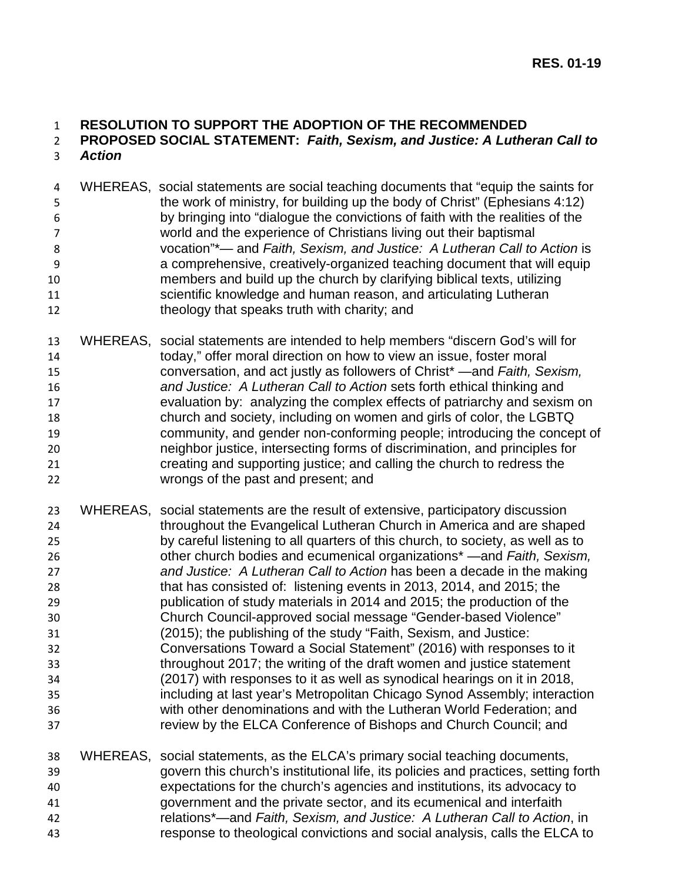**RES. 01-19**

# RESOLUTION TO SUPPORT THE ADOPTION OF THE RECOMMENDED PROPOSED SOCIAL STATEMENT: *Faith, Sexism, and Justice: A Lutheran Call to Action*

WHEREAS, social statements are social teaching documents that "equip the saints for the work of ministry, for building up the body of Christ" (Ephesians 4:12) by bringing into "dialogue the convictions of faith with the realities of the world and the experience of Christians living out their baptismal vocation"*— and *Faith, Sexism, and Justice: A Lutheran Call to Action* is a comprehensive, creatively-organized teaching document that will equip members and build up the church by clarifying biblical texts, utilizing scientific knowledge and human reason, and articulating Lutheran theology that speaks truth with charity; and

WHEREAS, social statements are intended to help members "discern God's will for today," offer moral direction on how to view an issue, foster moral conversation, and act justly as followers of Christ* —and *Faith, Sexism, and Justice: A Lutheran Call to Action* sets forth ethical thinking and evaluation by: analyzing the complex effects of patriarchy and sexism on church and society, including on women and girls of color, the LGBTQ community, and gender non-conforming people; introducing the concept of neighbor justice, intersecting forms of discrimination, and principles for creating and supporting justice; and calling the church to redress the wrongs of the past and present; and

WHEREAS, social statements are the result of extensive, participatory discussion throughout the Evangelical Lutheran Church in America and are shaped by careful listening to all quarters of this church, to society, as well as to other church bodies and ecumenical organizations* —and *Faith, Sexism, and Justice: A Lutheran Call to Action* has been a decade in the making that has consisted of: listening events in 2013, 2014, and 2015; the publication of study materials in 2014 and 2015; the production of the Church Council-approved social message "Gender-based Violence" (2015); the publishing of the study "Faith, Sexism, and Justice: Conversations Toward a Social Statement" (2016) with responses to it throughout 2017; the writing of the draft women and justice statement (2017) with responses to it as well as synodical hearings on it in 2018, including at last year's Metropolitan Chicago Synod Assembly; interaction with other denominations and with the Lutheran World Federation; and review by the ELCA Conference of Bishops and Church Council; and

WHEREAS, social statements, as the ELCA's primary social teaching documents, govern this church's institutional life, its policies and practices, setting forth expectations for the church's agencies and institutions, its advocacy to government and the private sector, and its ecumenical and interfaith relations*—and *Faith, Sexism, and Justice: A Lutheran Call to Action*, in response to theological convictions and social analysis, calls the ELCA to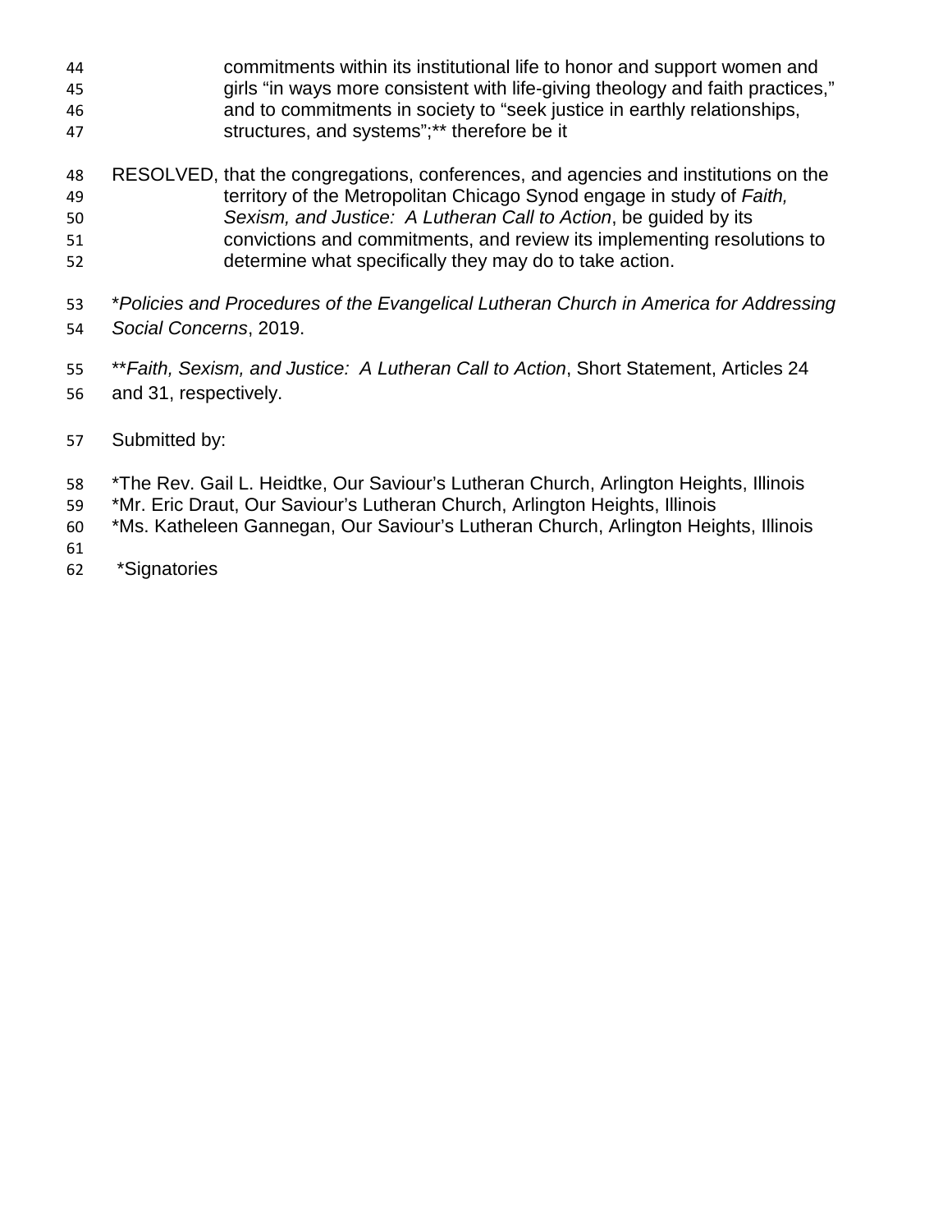commitments within its institutional life to honor and support women and girls "in ways more consistent with life-giving theology and faith practices," and to commitments in society to "seek justice in earthly relationships, structures, and systems";** therefore be it

RESOLVED, that the congregations, conferences, and agencies and institutions on the territory of the Metropolitan Chicago Synod engage in study of *Faith, Sexism, and Justice: A Lutheran Call to Action*, be guided by its convictions and commitments, and review its implementing resolutions to determine what specifically they may do to take action.

**Policies and Procedures of the Evangelical Lutheran Church in America for Addressing Social Concerns*, 2019.

***Faith, Sexism, and Justice: A Lutheran Call to Action*, Short Statement, Articles 24 and 31, respectively.

Submitted by:

*The Rev. Gail L. Heidtke, Our Saviour's Lutheran Church, Arlington Heights, Illinois
*Mr. Eric Draut, Our Saviour's Lutheran Church, Arlington Heights, Illinois
*Ms. Katheleen Gannegan, Our Saviour's Lutheran Church, Arlington Heights, Illinois

*Signatories